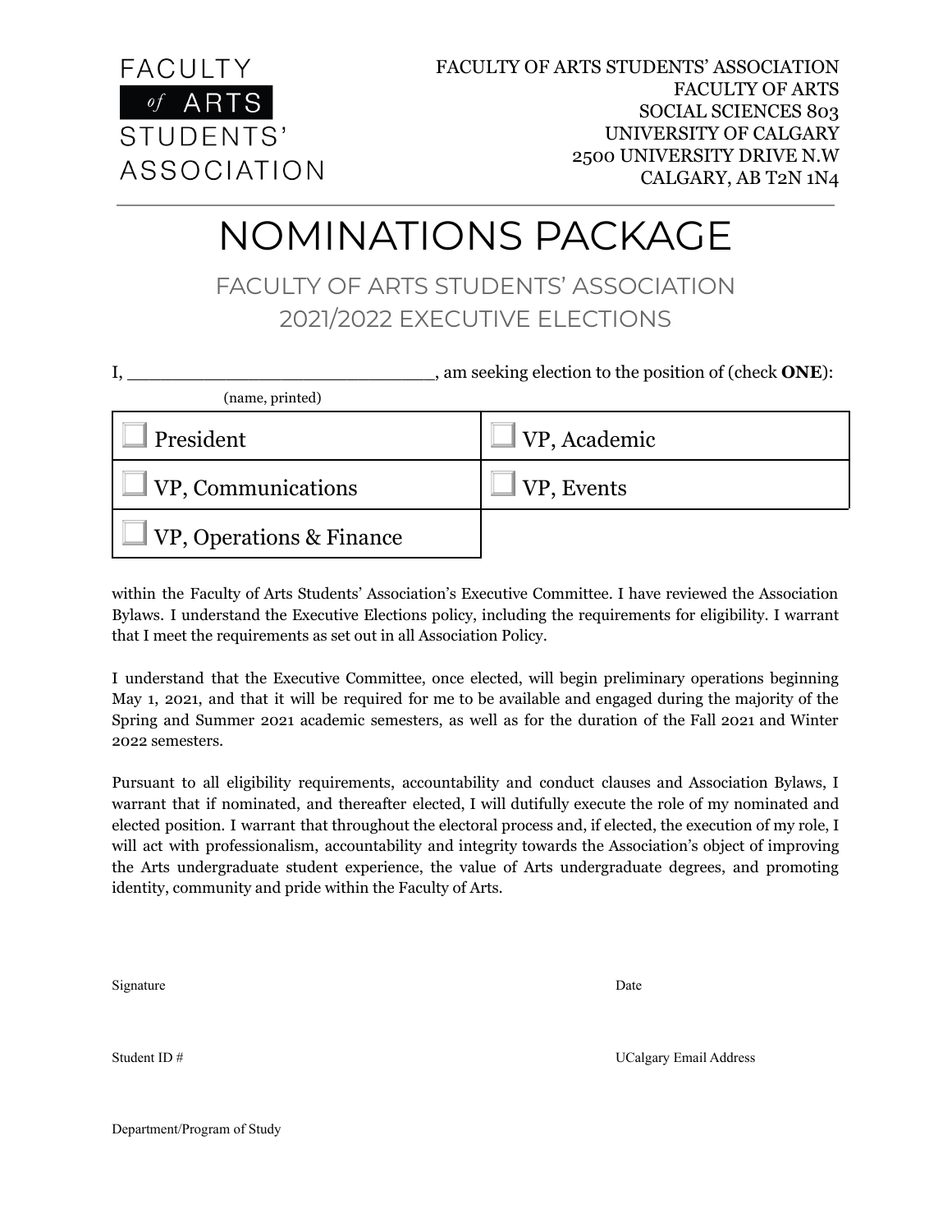FACULTY *of* ARTS STUDENTS' ASSOCIATION

FACULTY OF ARTS STUDENTS' ASSOCIATION
FACULTY OF ARTS
SOCIAL SCIENCES 803
UNIVERSITY OF CALGARY
2500 UNIVERSITY DRIVE N.W
CALGARY, AB T2N 1N4

# NOMINATIONS PACKAGE

## FACULTY OF ARTS STUDENTS' ASSOCIATION 2021/2022 EXECUTIVE ELECTIONS

I, ____________________________, am seeking election to the position of (check **ONE**):
(name, printed)

| | |
|---|---|
| ☐ President | ☐ VP, Academic |
| ☐ VP, Communications | ☐ VP, Events |
| ☐ VP, Operations & Finance | |

within the Faculty of Arts Students' Association's Executive Committee. I have reviewed the Association Bylaws. I understand the Executive Elections policy, including the requirements for eligibility. I warrant that I meet the requirements as set out in all Association Policy.

I understand that the Executive Committee, once elected, will begin preliminary operations beginning May 1, 2021, and that it will be required for me to be available and engaged during the majority of the Spring and Summer 2021 academic semesters, as well as for the duration of the Fall 2021 and Winter 2022 semesters.

Pursuant to all eligibility requirements, accountability and conduct clauses and Association Bylaws, I warrant that if nominated, and thereafter elected, I will dutifully execute the role of my nominated and elected position. I warrant that throughout the electoral process and, if elected, the execution of my role, I will act with professionalism, accountability and integrity towards the Association's object of improving the Arts undergraduate student experience, the value of Arts undergraduate degrees, and promoting identity, community and pride within the Faculty of Arts.

Signature

Date

Student ID #

UCalgary Email Address

Department/Program of Study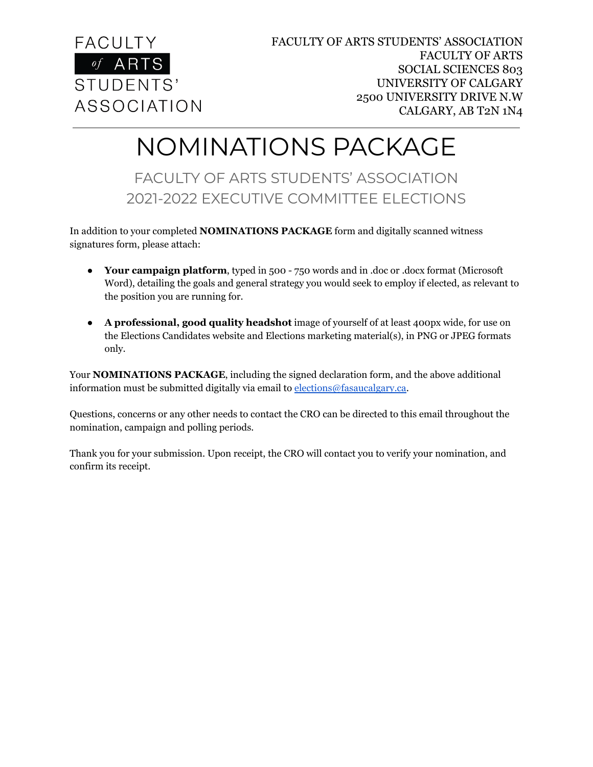FACULTY *of* ARTS STUDENTS' ASSOCIATION

FACULTY OF ARTS STUDENTS' ASSOCIATION
FACULTY OF ARTS
SOCIAL SCIENCES 803
UNIVERSITY OF CALGARY
2500 UNIVERSITY DRIVE N.W
CALGARY, AB T2N 1N4

# NOMINATIONS PACKAGE

## FACULTY OF ARTS STUDENTS' ASSOCIATION
## 2021-2022 EXECUTIVE COMMITTEE ELECTIONS

In addition to your completed **NOMINATIONS PACKAGE** form and digitally scanned witness signatures form, please attach:

- **Your campaign platform**, typed in 500 - 750 words and in .doc or .docx format (Microsoft Word), detailing the goals and general strategy you would seek to employ if elected, as relevant to the position you are running for.

- **A professional, good quality headshot** image of yourself of at least 400px wide, for use on the Elections Candidates website and Elections marketing material(s), in PNG or JPEG formats only.

Your **NOMINATIONS PACKAGE**, including the signed declaration form, and the above additional information must be submitted digitally via email to elections@fasaucalgary.ca.

Questions, concerns or any other needs to contact the CRO can be directed to this email throughout the nomination, campaign and polling periods.

Thank you for your submission. Upon receipt, the CRO will contact you to verify your nomination, and confirm its receipt.